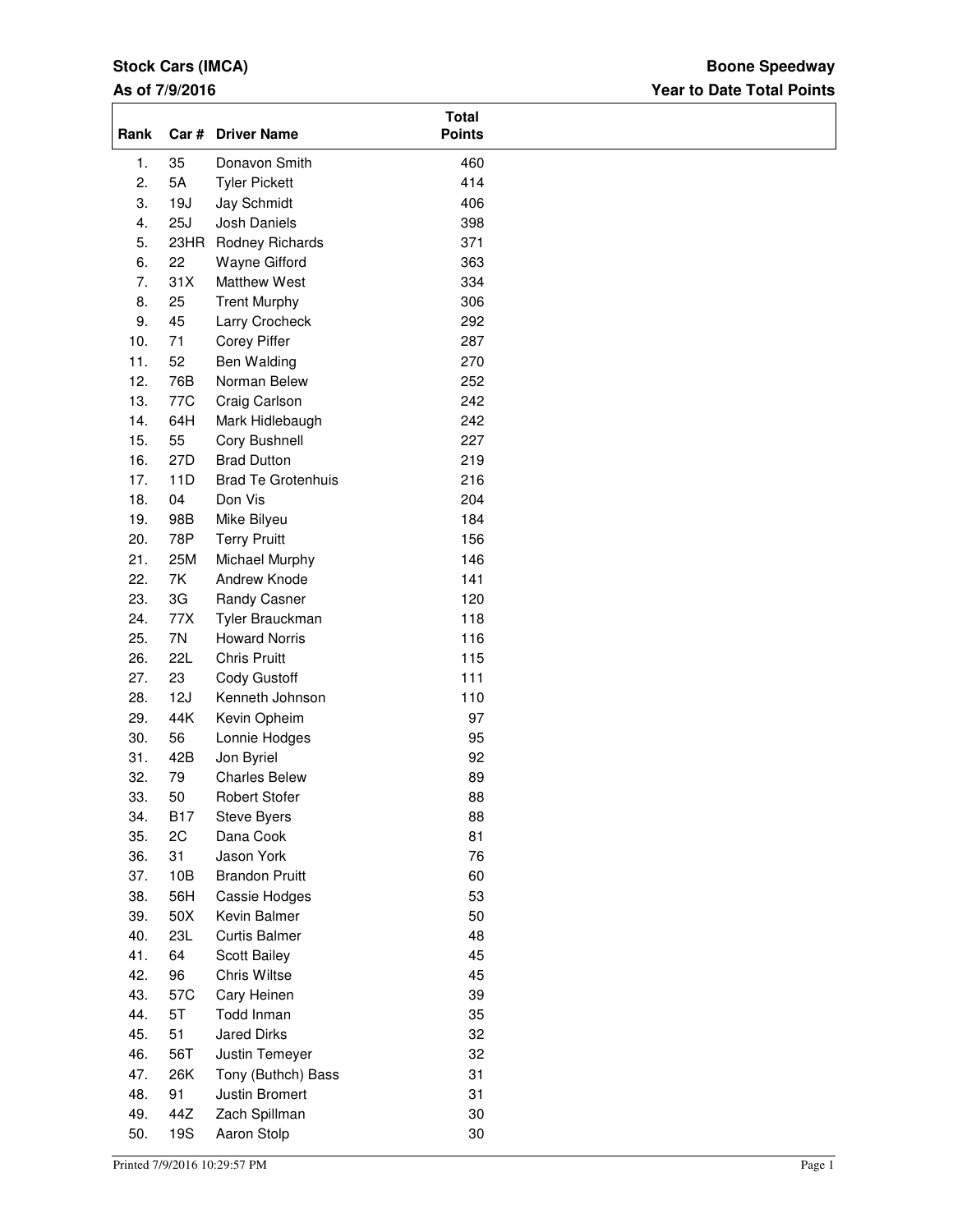**Stock Cars (IMCA)**

**As of 7/9/2016**

**Boone Speedway**

**Year to Date Total Points**

| Rank | Car # | Driver Name | Total Points |
|---|---|---|---|
| 1. | 35 | Donavon Smith | 460 |
| 2. | 5A | Tyler Pickett | 414 |
| 3. | 19J | Jay Schmidt | 406 |
| 4. | 25J | Josh Daniels | 398 |
| 5. | 23HR | Rodney Richards | 371 |
| 6. | 22 | Wayne Gifford | 363 |
| 7. | 31X | Matthew West | 334 |
| 8. | 25 | Trent Murphy | 306 |
| 9. | 45 | Larry Crocheck | 292 |
| 10. | 71 | Corey Piffer | 287 |
| 11. | 52 | Ben Walding | 270 |
| 12. | 76B | Norman Belew | 252 |
| 13. | 77C | Craig Carlson | 242 |
| 14. | 64H | Mark Hidlebaugh | 242 |
| 15. | 55 | Cory Bushnell | 227 |
| 16. | 27D | Brad Dutton | 219 |
| 17. | 11D | Brad Te Grotenhuis | 216 |
| 18. | 04 | Don Vis | 204 |
| 19. | 98B | Mike Bilyeu | 184 |
| 20. | 78P | Terry Pruitt | 156 |
| 21. | 25M | Michael Murphy | 146 |
| 22. | 7K | Andrew Knode | 141 |
| 23. | 3G | Randy Casner | 120 |
| 24. | 77X | Tyler Brauckman | 118 |
| 25. | 7N | Howard Norris | 116 |
| 26. | 22L | Chris Pruitt | 115 |
| 27. | 23 | Cody Gustoff | 111 |
| 28. | 12J | Kenneth Johnson | 110 |
| 29. | 44K | Kevin Opheim | 97 |
| 30. | 56 | Lonnie Hodges | 95 |
| 31. | 42B | Jon Byriel | 92 |
| 32. | 79 | Charles Belew | 89 |
| 33. | 50 | Robert Stofer | 88 |
| 34. | B17 | Steve Byers | 88 |
| 35. | 2C | Dana Cook | 81 |
| 36. | 31 | Jason York | 76 |
| 37. | 10B | Brandon Pruitt | 60 |
| 38. | 56H | Cassie Hodges | 53 |
| 39. | 50X | Kevin Balmer | 50 |
| 40. | 23L | Curtis Balmer | 48 |
| 41. | 64 | Scott Bailey | 45 |
| 42. | 96 | Chris Wiltse | 45 |
| 43. | 57C | Cary Heinen | 39 |
| 44. | 5T | Todd Inman | 35 |
| 45. | 51 | Jared Dirks | 32 |
| 46. | 56T | Justin Temeyer | 32 |
| 47. | 26K | Tony (Buthch) Bass | 31 |
| 48. | 91 | Justin Bromert | 31 |
| 49. | 44Z | Zach Spillman | 30 |
| 50. | 19S | Aaron Stolp | 30 |

Printed 7/9/2016 10:29:57 PM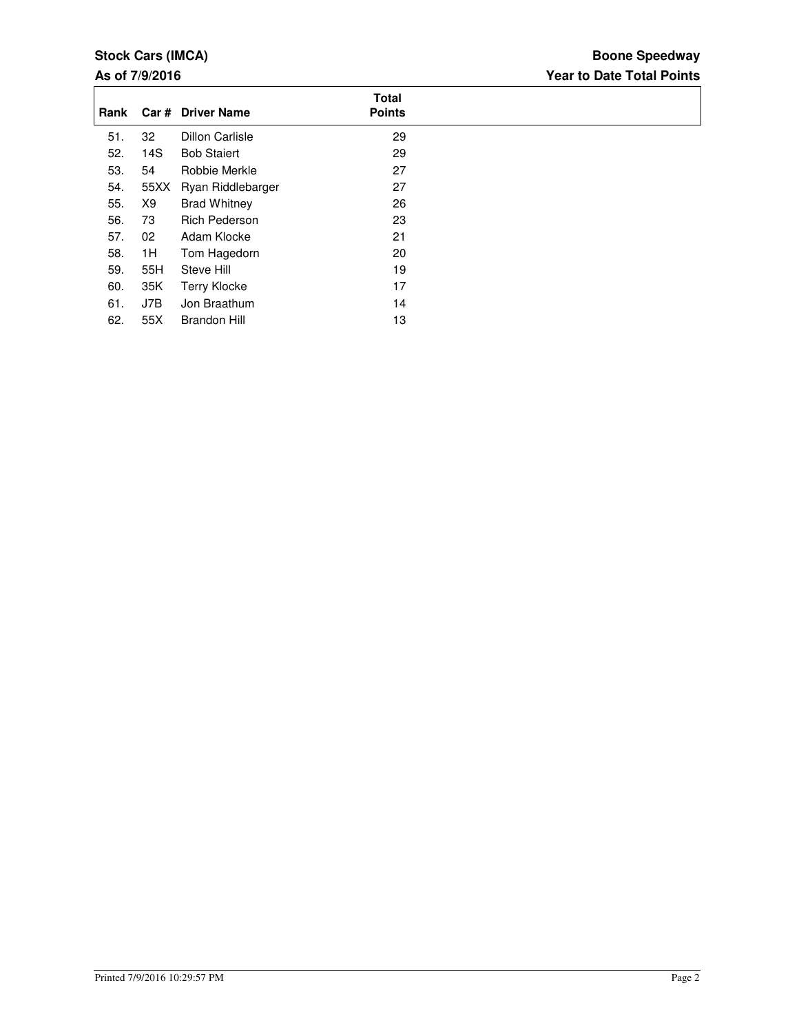**Stock Cars (IMCA)** **Boone Speedway**

**As of 7/9/2016** **Year to Date Total Points**

| Rank | Car # | Driver Name | Total Points |
|---|---|---|---|
| 51. | 32 | Dillon Carlisle | 29 |
| 52. | 14S | Bob Staiert | 29 |
| 53. | 54 | Robbie Merkle | 27 |
| 54. | 55XX | Ryan Riddlebarger | 27 |
| 55. | X9 | Brad Whitney | 26 |
| 56. | 73 | Rich Pederson | 23 |
| 57. | 02 | Adam Klocke | 21 |
| 58. | 1H | Tom Hagedorn | 20 |
| 59. | 55H | Steve Hill | 19 |
| 60. | 35K | Terry Klocke | 17 |
| 61. | J7B | Jon Braathum | 14 |
| 62. | 55X | Brandon Hill | 13 |

Printed 7/9/2016 10:29:57 PM